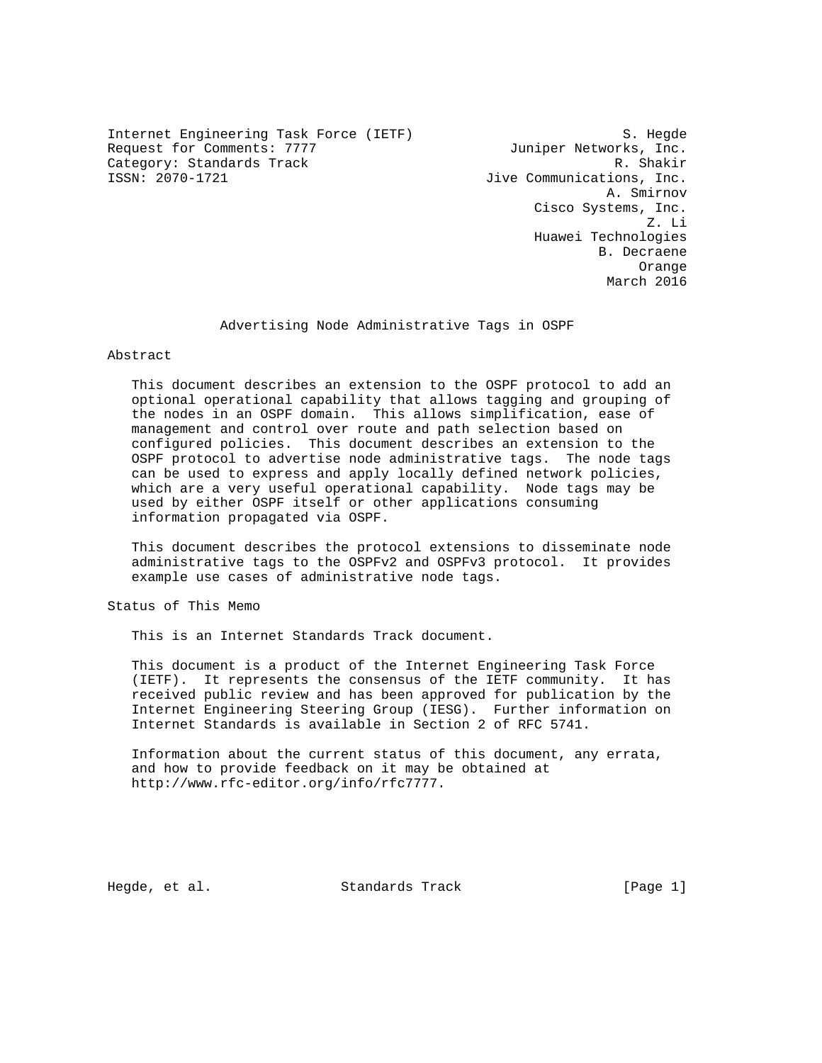Internet Engineering Task Force (IETF) S. Hegde
Request for Comments: 7777 Juniper Networks, Inc.
Category: Standards Track R. Shakir
ISSN: 2070-1721 Jive Communications, Inc.
A. Smirnov
Cisco Systems, Inc.
Z. Li
Huawei Technologies
B. Decraene
Orange
March 2016

# Advertising Node Administrative Tags in OSPF

## Abstract

This document describes an extension to the OSPF protocol to add an optional operational capability that allows tagging and grouping of the nodes in an OSPF domain. This allows simplification, ease of management and control over route and path selection based on configured policies. This document describes an extension to the OSPF protocol to advertise node administrative tags. The node tags can be used to express and apply locally defined network policies, which are a very useful operational capability. Node tags may be used by either OSPF itself or other applications consuming information propagated via OSPF.

This document describes the protocol extensions to disseminate node administrative tags to the OSPFv2 and OSPFv3 protocol. It provides example use cases of administrative node tags.

## Status of This Memo

This is an Internet Standards Track document.

This document is a product of the Internet Engineering Task Force (IETF). It represents the consensus of the IETF community. It has received public review and has been approved for publication by the Internet Engineering Steering Group (IESG). Further information on Internet Standards is available in Section 2 of RFC 5741.

Information about the current status of this document, any errata, and how to provide feedback on it may be obtained at http://www.rfc-editor.org/info/rfc7777.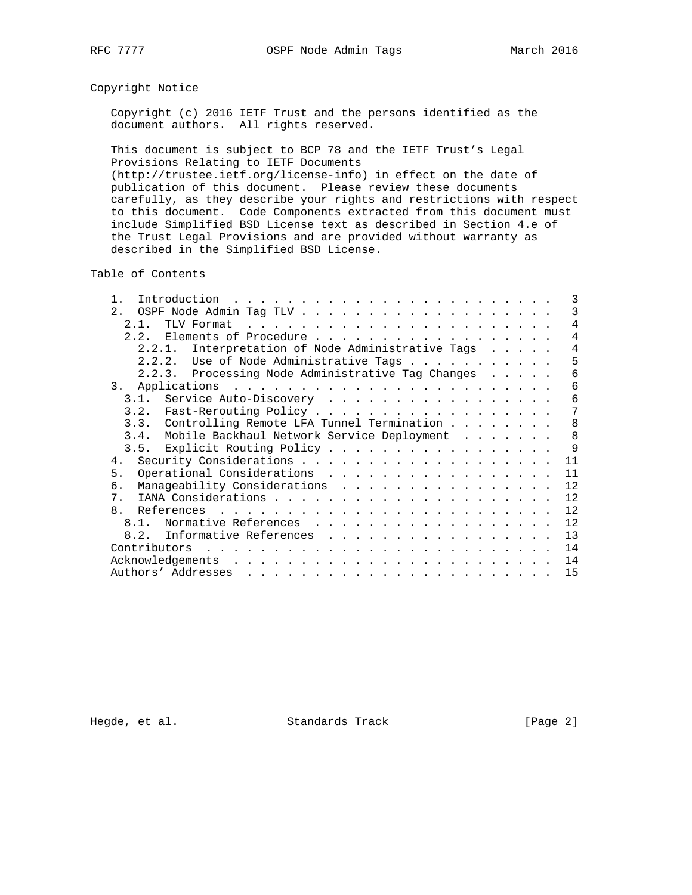## Copyright Notice

Copyright (c) 2016 IETF Trust and the persons identified as the document authors. All rights reserved.

This document is subject to BCP 78 and the IETF Trust's Legal Provisions Relating to IETF Documents (http://trustee.ietf.org/license-info) in effect on the date of publication of this document. Please review these documents carefully, as they describe your rights and restrictions with respect to this document. Code Components extracted from this document must include Simplified BSD License text as described in Section 4.e of the Trust Legal Provisions and are provided without warranty as described in the Simplified BSD License.

## Table of Contents

```
   1.  Introduction . . . . . . . . . . . . . . . . . . . . . . . .   3
   2.  OSPF Node Admin Tag TLV . . . . . . . . . . . . . . . . . . .   3
     2.1.  TLV Format  . . . . . . . . . . . . . . . . . . . . . . .   4
     2.2.  Elements of Procedure . . . . . . . . . . . . . . . . . .   4
       2.2.1.  Interpretation of Node Administrative Tags  . . . . .   4
       2.2.2.  Use of Node Administrative Tags . . . . . . . . . . .   5
       2.2.3.  Processing Node Administrative Tag Changes  . . . . .   6
   3.  Applications  . . . . . . . . . . . . . . . . . . . . . . . .   6
     3.1.  Service Auto-Discovery  . . . . . . . . . . . . . . . . .   6
     3.2.  Fast-Rerouting Policy . . . . . . . . . . . . . . . . . .   7
     3.3.  Controlling Remote LFA Tunnel Termination . . . . . . . .   8
     3.4.  Mobile Backhaul Network Service Deployment  . . . . . . .   8
     3.5.  Explicit Routing Policy . . . . . . . . . . . . . . . . .   9
   4.  Security Considerations . . . . . . . . . . . . . . . . . . .  11
   5.  Operational Considerations  . . . . . . . . . . . . . . . . .  11
   6.  Manageability Considerations  . . . . . . . . . . . . . . . .  12
   7.  IANA Considerations . . . . . . . . . . . . . . . . . . . . .  12
   8.  References  . . . . . . . . . . . . . . . . . . . . . . . . .  12
     8.1.  Normative References  . . . . . . . . . . . . . . . . . .  12
     8.2.  Informative References  . . . . . . . . . . . . . . . . .  13
   Contributors  . . . . . . . . . . . . . . . . . . . . . . . . . .  14
   Acknowledgements  . . . . . . . . . . . . . . . . . . . . . . . .  14
   Authors' Addresses  . . . . . . . . . . . . . . . . . . . . . . .  15
```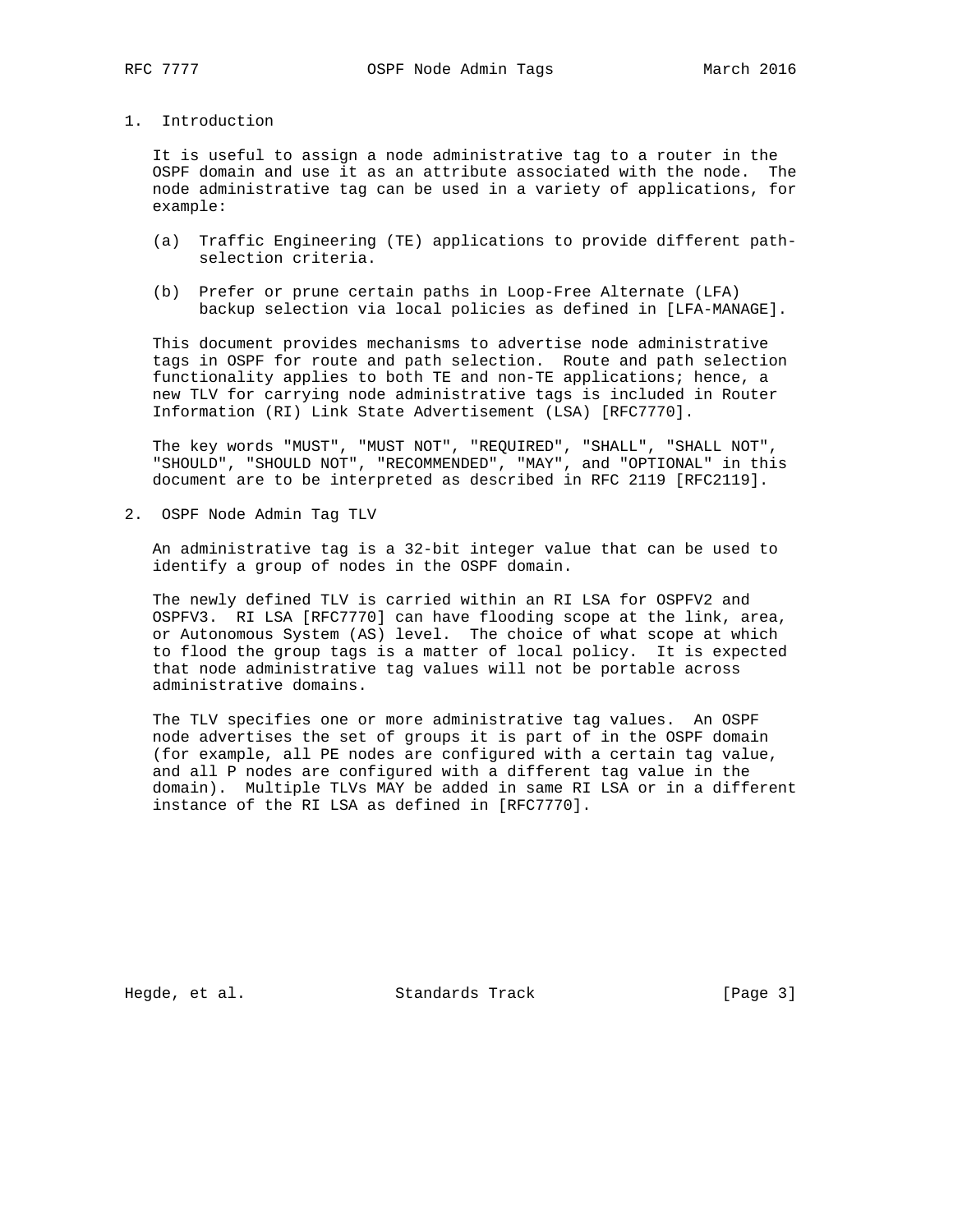## 1. Introduction

It is useful to assign a node administrative tag to a router in the OSPF domain and use it as an attribute associated with the node. The node administrative tag can be used in a variety of applications, for example:

(a) Traffic Engineering (TE) applications to provide different path-selection criteria.

(b) Prefer or prune certain paths in Loop-Free Alternate (LFA) backup selection via local policies as defined in [LFA-MANAGE].

This document provides mechanisms to advertise node administrative tags in OSPF for route and path selection. Route and path selection functionality applies to both TE and non-TE applications; hence, a new TLV for carrying node administrative tags is included in Router Information (RI) Link State Advertisement (LSA) [RFC7770].

The key words "MUST", "MUST NOT", "REQUIRED", "SHALL", "SHALL NOT", "SHOULD", "SHOULD NOT", "RECOMMENDED", "MAY", and "OPTIONAL" in this document are to be interpreted as described in RFC 2119 [RFC2119].

## 2. OSPF Node Admin Tag TLV

An administrative tag is a 32-bit integer value that can be used to identify a group of nodes in the OSPF domain.

The newly defined TLV is carried within an RI LSA for OSPFV2 and OSPFV3. RI LSA [RFC7770] can have flooding scope at the link, area, or Autonomous System (AS) level. The choice of what scope at which to flood the group tags is a matter of local policy. It is expected that node administrative tag values will not be portable across administrative domains.

The TLV specifies one or more administrative tag values. An OSPF node advertises the set of groups it is part of in the OSPF domain (for example, all PE nodes are configured with a certain tag value, and all P nodes are configured with a different tag value in the domain). Multiple TLVs MAY be added in same RI LSA or in a different instance of the RI LSA as defined in [RFC7770].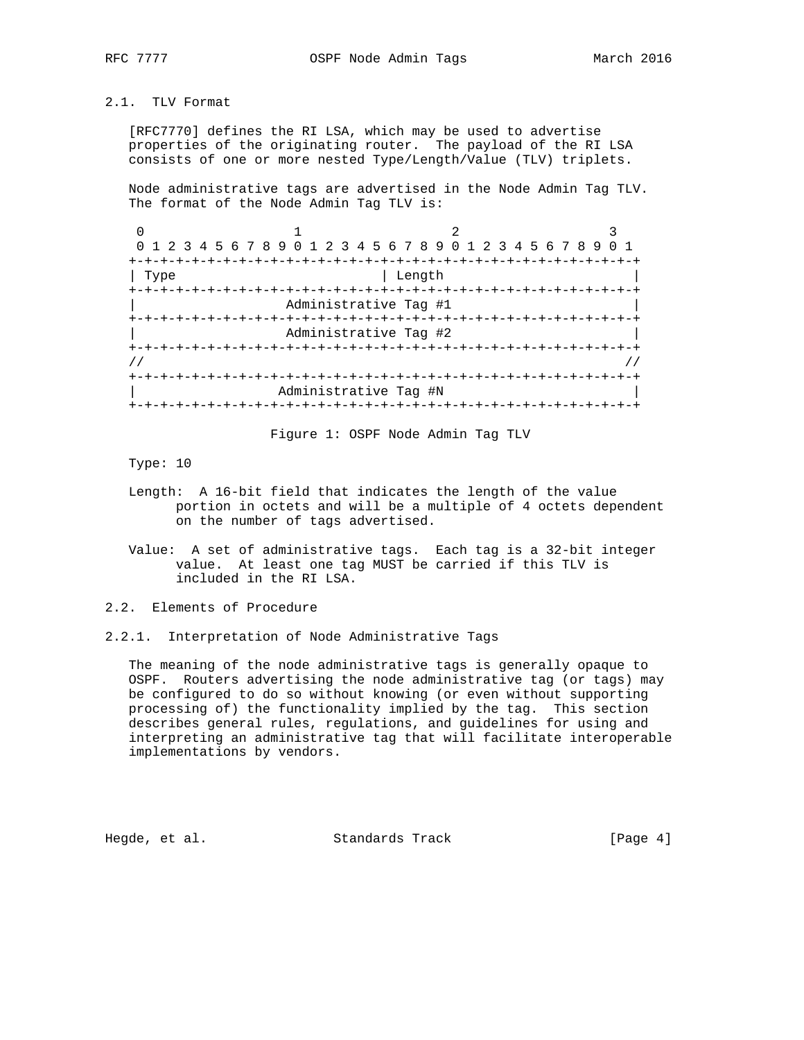## 2.1. TLV Format

[RFC7770] defines the RI LSA, which may be used to advertise properties of the originating router. The payload of the RI LSA consists of one or more nested Type/Length/Value (TLV) triplets.

Node administrative tags are advertised in the Node Admin Tag TLV. The format of the Node Admin Tag TLV is:

```
 0                   1                   2                   3
 0 1 2 3 4 5 6 7 8 9 0 1 2 3 4 5 6 7 8 9 0 1 2 3 4 5 6 7 8 9 0 1
+-+-+-+-+-+-+-+-+-+-+-+-+-+-+-+-+-+-+-+-+-+-+-+-+-+-+-+-+-+-+-+-+
| Type                          | Length                        |
+-+-+-+-+-+-+-+-+-+-+-+-+-+-+-+-+-+-+-+-+-+-+-+-+-+-+-+-+-+-+-+-+
|                  Administrative Tag #1                        |
+-+-+-+-+-+-+-+-+-+-+-+-+-+-+-+-+-+-+-+-+-+-+-+-+-+-+-+-+-+-+-+-+
|                  Administrative Tag #2                        |
+-+-+-+-+-+-+-+-+-+-+-+-+-+-+-+-+-+-+-+-+-+-+-+-+-+-+-+-+-+-+-+-+
//                                                             //
+-+-+-+-+-+-+-+-+-+-+-+-+-+-+-+-+-+-+-+-+-+-+-+-+-+-+-+-+-+-+-+-+
|                 Administrative Tag #N                         |
+-+-+-+-+-+-+-+-+-+-+-+-+-+-+-+-+-+-+-+-+-+-+-+-+-+-+-+-+-+-+-+-+
```

Figure 1: OSPF Node Admin Tag TLV

Type: 10

Length: A 16-bit field that indicates the length of the value portion in octets and will be a multiple of 4 octets dependent on the number of tags advertised.

Value: A set of administrative tags. Each tag is a 32-bit integer value. At least one tag MUST be carried if this TLV is included in the RI LSA.

## 2.2. Elements of Procedure

### 2.2.1. Interpretation of Node Administrative Tags

The meaning of the node administrative tags is generally opaque to OSPF. Routers advertising the node administrative tag (or tags) may be configured to do so without knowing (or even without supporting processing of) the functionality implied by the tag. This section describes general rules, regulations, and guidelines for using and interpreting an administrative tag that will facilitate interoperable implementations by vendors.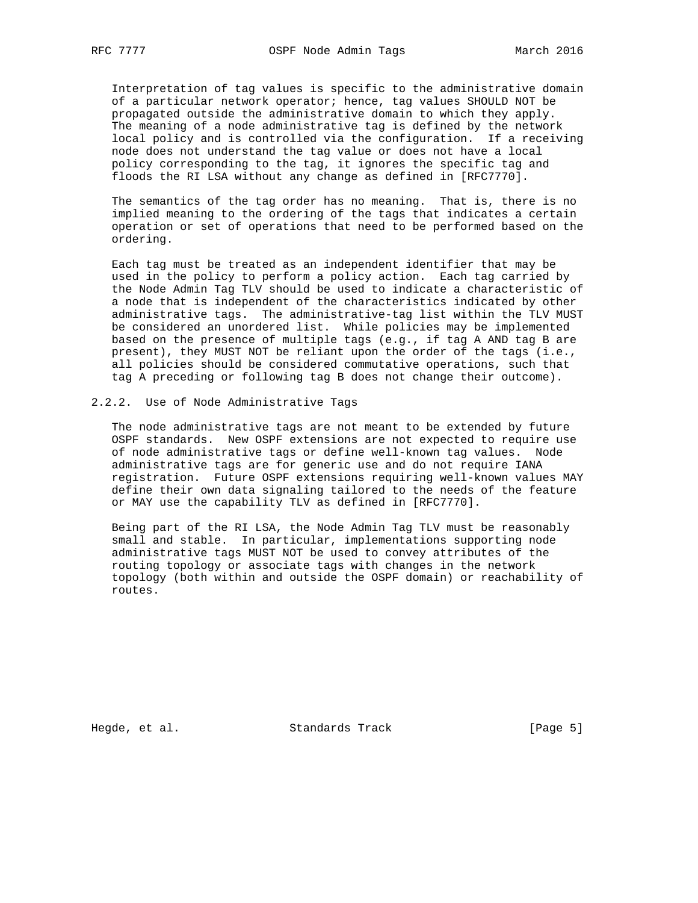Interpretation of tag values is specific to the administrative domain of a particular network operator; hence, tag values SHOULD NOT be propagated outside the administrative domain to which they apply. The meaning of a node administrative tag is defined by the network local policy and is controlled via the configuration. If a receiving node does not understand the tag value or does not have a local policy corresponding to the tag, it ignores the specific tag and floods the RI LSA without any change as defined in [RFC7770].

The semantics of the tag order has no meaning. That is, there is no implied meaning to the ordering of the tags that indicates a certain operation or set of operations that need to be performed based on the ordering.

Each tag must be treated as an independent identifier that may be used in the policy to perform a policy action. Each tag carried by the Node Admin Tag TLV should be used to indicate a characteristic of a node that is independent of the characteristics indicated by other administrative tags. The administrative-tag list within the TLV MUST be considered an unordered list. While policies may be implemented based on the presence of multiple tags (e.g., if tag A AND tag B are present), they MUST NOT be reliant upon the order of the tags (i.e., all policies should be considered commutative operations, such that tag A preceding or following tag B does not change their outcome).

### 2.2.2. Use of Node Administrative Tags

The node administrative tags are not meant to be extended by future OSPF standards. New OSPF extensions are not expected to require use of node administrative tags or define well-known tag values. Node administrative tags are for generic use and do not require IANA registration. Future OSPF extensions requiring well-known values MAY define their own data signaling tailored to the needs of the feature or MAY use the capability TLV as defined in [RFC7770].

Being part of the RI LSA, the Node Admin Tag TLV must be reasonably small and stable. In particular, implementations supporting node administrative tags MUST NOT be used to convey attributes of the routing topology or associate tags with changes in the network topology (both within and outside the OSPF domain) or reachability of routes.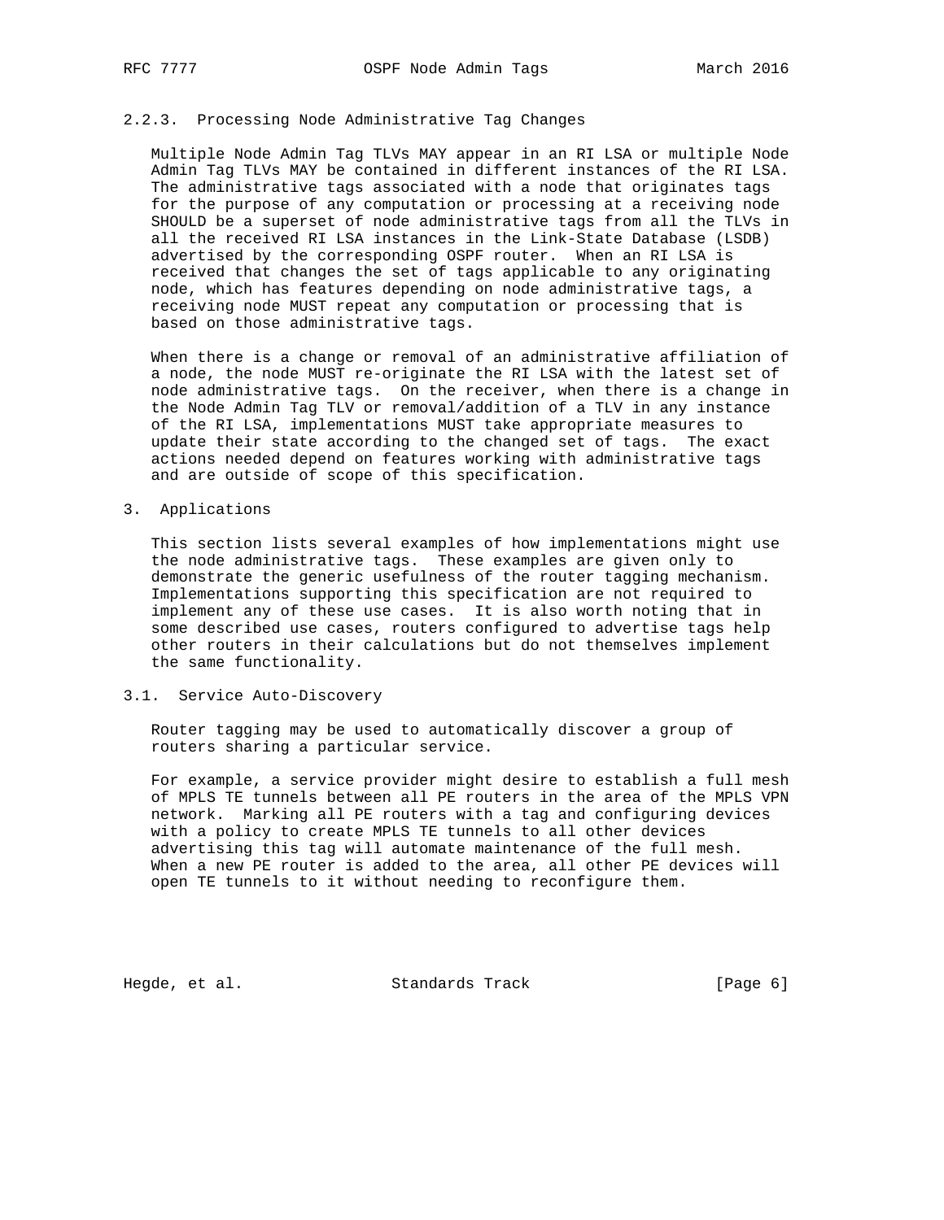### 2.2.3. Processing Node Administrative Tag Changes

Multiple Node Admin Tag TLVs MAY appear in an RI LSA or multiple Node Admin Tag TLVs MAY be contained in different instances of the RI LSA. The administrative tags associated with a node that originates tags for the purpose of any computation or processing at a receiving node SHOULD be a superset of node administrative tags from all the TLVs in all the received RI LSA instances in the Link-State Database (LSDB) advertised by the corresponding OSPF router. When an RI LSA is received that changes the set of tags applicable to any originating node, which has features depending on node administrative tags, a receiving node MUST repeat any computation or processing that is based on those administrative tags.

When there is a change or removal of an administrative affiliation of a node, the node MUST re-originate the RI LSA with the latest set of node administrative tags. On the receiver, when there is a change in the Node Admin Tag TLV or removal/addition of a TLV in any instance of the RI LSA, implementations MUST take appropriate measures to update their state according to the changed set of tags. The exact actions needed depend on features working with administrative tags and are outside of scope of this specification.

## 3. Applications

This section lists several examples of how implementations might use the node administrative tags. These examples are given only to demonstrate the generic usefulness of the router tagging mechanism. Implementations supporting this specification are not required to implement any of these use cases. It is also worth noting that in some described use cases, routers configured to advertise tags help other routers in their calculations but do not themselves implement the same functionality.

### 3.1. Service Auto-Discovery

Router tagging may be used to automatically discover a group of routers sharing a particular service.

For example, a service provider might desire to establish a full mesh of MPLS TE tunnels between all PE routers in the area of the MPLS VPN network. Marking all PE routers with a tag and configuring devices with a policy to create MPLS TE tunnels to all other devices advertising this tag will automate maintenance of the full mesh. When a new PE router is added to the area, all other PE devices will open TE tunnels to it without needing to reconfigure them.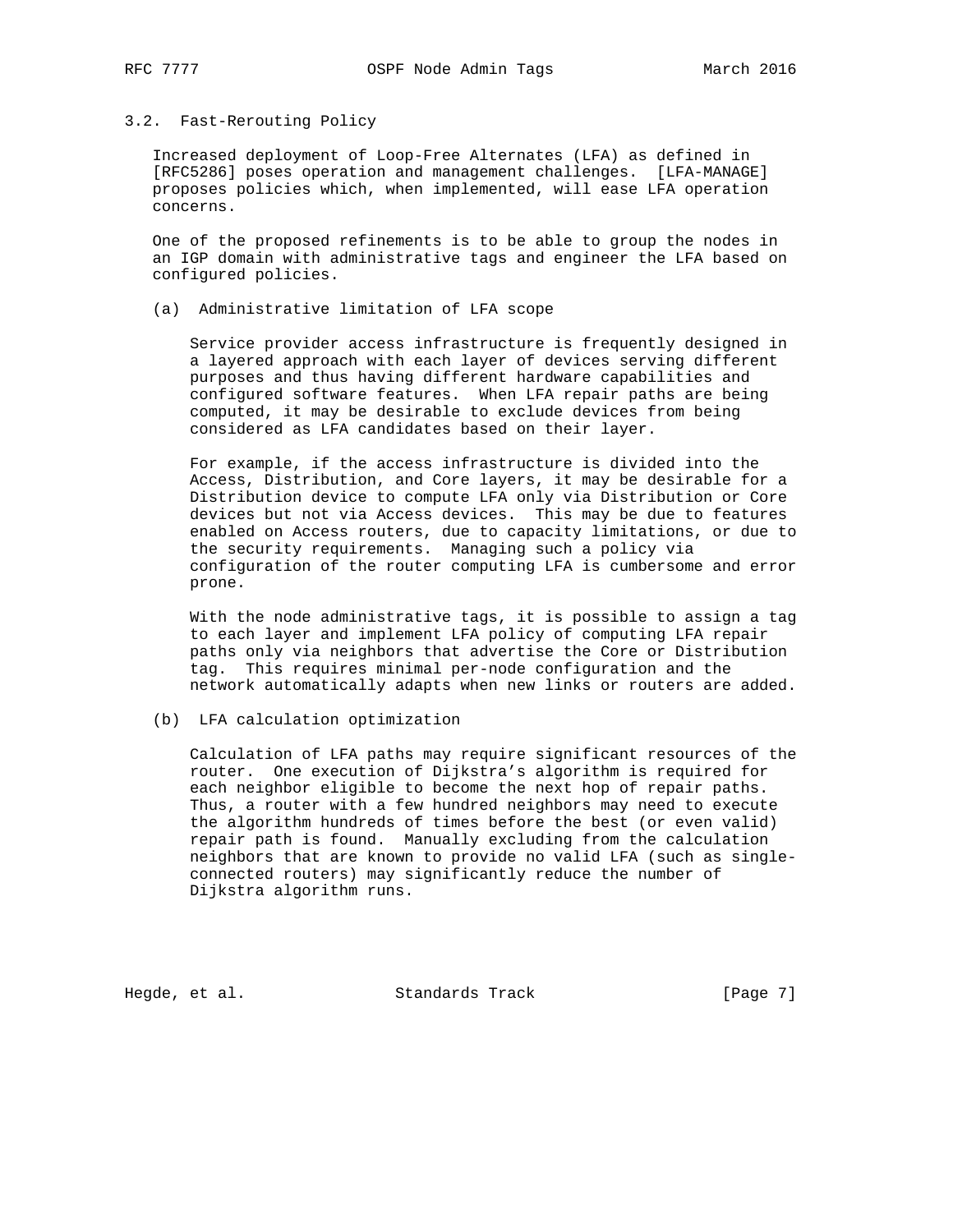### 3.2. Fast-Rerouting Policy

Increased deployment of Loop-Free Alternates (LFA) as defined in [RFC5286] poses operation and management challenges. [LFA-MANAGE] proposes policies which, when implemented, will ease LFA operation concerns.

One of the proposed refinements is to be able to group the nodes in an IGP domain with administrative tags and engineer the LFA based on configured policies.

(a) Administrative limitation of LFA scope

Service provider access infrastructure is frequently designed in a layered approach with each layer of devices serving different purposes and thus having different hardware capabilities and configured software features. When LFA repair paths are being computed, it may be desirable to exclude devices from being considered as LFA candidates based on their layer.

For example, if the access infrastructure is divided into the Access, Distribution, and Core layers, it may be desirable for a Distribution device to compute LFA only via Distribution or Core devices but not via Access devices. This may be due to features enabled on Access routers, due to capacity limitations, or due to the security requirements. Managing such a policy via configuration of the router computing LFA is cumbersome and error prone.

With the node administrative tags, it is possible to assign a tag to each layer and implement LFA policy of computing LFA repair paths only via neighbors that advertise the Core or Distribution tag. This requires minimal per-node configuration and the network automatically adapts when new links or routers are added.

(b) LFA calculation optimization

Calculation of LFA paths may require significant resources of the router. One execution of Dijkstra's algorithm is required for each neighbor eligible to become the next hop of repair paths. Thus, a router with a few hundred neighbors may need to execute the algorithm hundreds of times before the best (or even valid) repair path is found. Manually excluding from the calculation neighbors that are known to provide no valid LFA (such as single-connected routers) may significantly reduce the number of Dijkstra algorithm runs.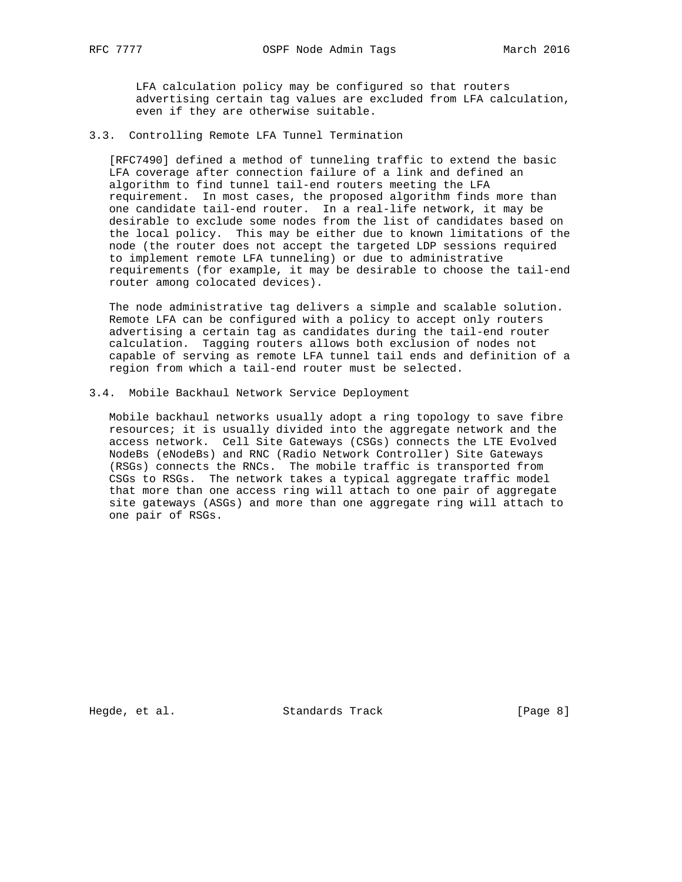LFA calculation policy may be configured so that routers advertising certain tag values are excluded from LFA calculation, even if they are otherwise suitable.

### 3.3. Controlling Remote LFA Tunnel Termination

[RFC7490] defined a method of tunneling traffic to extend the basic LFA coverage after connection failure of a link and defined an algorithm to find tunnel tail-end routers meeting the LFA requirement. In most cases, the proposed algorithm finds more than one candidate tail-end router. In a real-life network, it may be desirable to exclude some nodes from the list of candidates based on the local policy. This may be either due to known limitations of the node (the router does not accept the targeted LDP sessions required to implement remote LFA tunneling) or due to administrative requirements (for example, it may be desirable to choose the tail-end router among colocated devices).

The node administrative tag delivers a simple and scalable solution. Remote LFA can be configured with a policy to accept only routers advertising a certain tag as candidates during the tail-end router calculation. Tagging routers allows both exclusion of nodes not capable of serving as remote LFA tunnel tail ends and definition of a region from which a tail-end router must be selected.

### 3.4. Mobile Backhaul Network Service Deployment

Mobile backhaul networks usually adopt a ring topology to save fibre resources; it is usually divided into the aggregate network and the access network. Cell Site Gateways (CSGs) connects the LTE Evolved NodeBs (eNodeBs) and RNC (Radio Network Controller) Site Gateways (RSGs) connects the RNCs. The mobile traffic is transported from CSGs to RSGs. The network takes a typical aggregate traffic model that more than one access ring will attach to one pair of aggregate site gateways (ASGs) and more than one aggregate ring will attach to one pair of RSGs.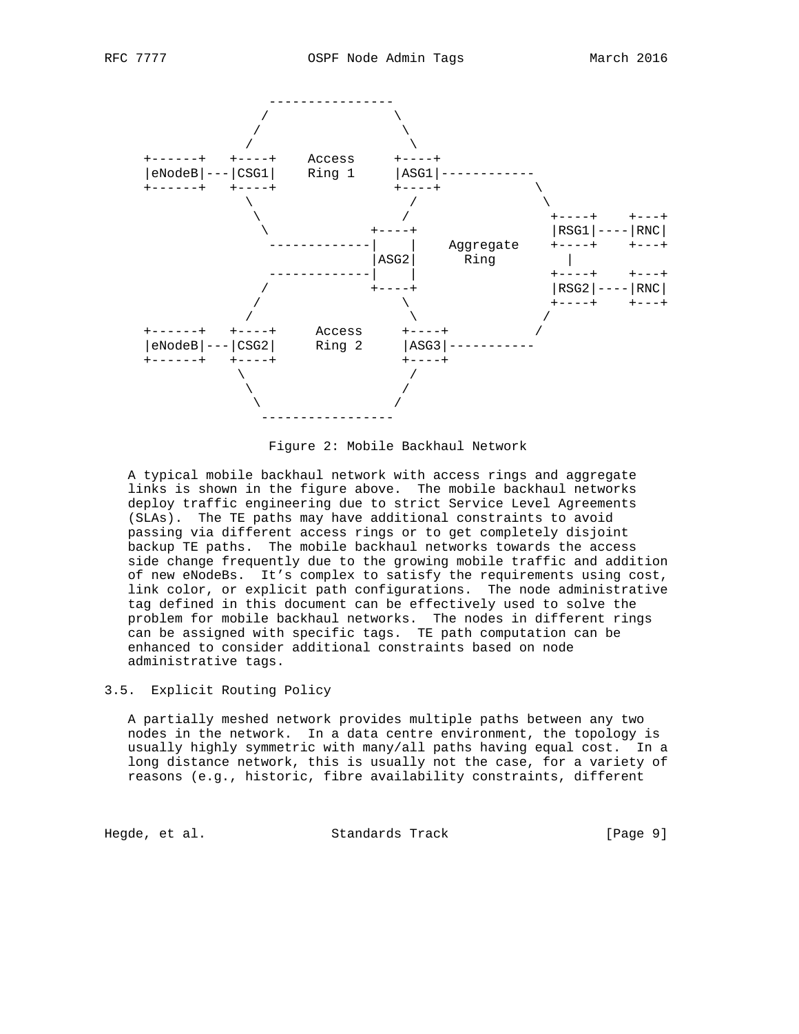```
                 ----------------
                /                \
               /                  \
              /                    \
   +------+   +----+    Access     +----+
   |eNodeB|---|CSG1|    Ring 1     |ASG1|------------
   +------+   +----+               +----+            \
              \                    /                  \
               \                  /                   +----+    +---+
                \             +----+                  |RSG1|----|RNC|
                 -------------|    |    Aggregate     +----+    +---+
                              |ASG2|      Ring          |
                 -------------|    |                  +----+    +---+
                /             +----+                  |RSG2|----|RNC|
               /                  \                   +----+    +---+
              /                    \                  /
   +------+   +----+     Access     +----+           /
   |eNodeB|---|CSG2|     Ring 2     |ASG3|-----------
   +------+   +----+                +----+
             \                    /
              \                  /
               \                /
                -----------------
```

Figure 2: Mobile Backhaul Network

A typical mobile backhaul network with access rings and aggregate links is shown in the figure above. The mobile backhaul networks deploy traffic engineering due to strict Service Level Agreements (SLAs). The TE paths may have additional constraints to avoid passing via different access rings or to get completely disjoint backup TE paths. The mobile backhaul networks towards the access side change frequently due to the growing mobile traffic and addition of new eNodeBs. It's complex to satisfy the requirements using cost, link color, or explicit path configurations. The node administrative tag defined in this document can be effectively used to solve the problem for mobile backhaul networks. The nodes in different rings can be assigned with specific tags. TE path computation can be enhanced to consider additional constraints based on node administrative tags.

## 3.5. Explicit Routing Policy

A partially meshed network provides multiple paths between any two nodes in the network. In a data centre environment, the topology is usually highly symmetric with many/all paths having equal cost. In a long distance network, this is usually not the case, for a variety of reasons (e.g., historic, fibre availability constraints, different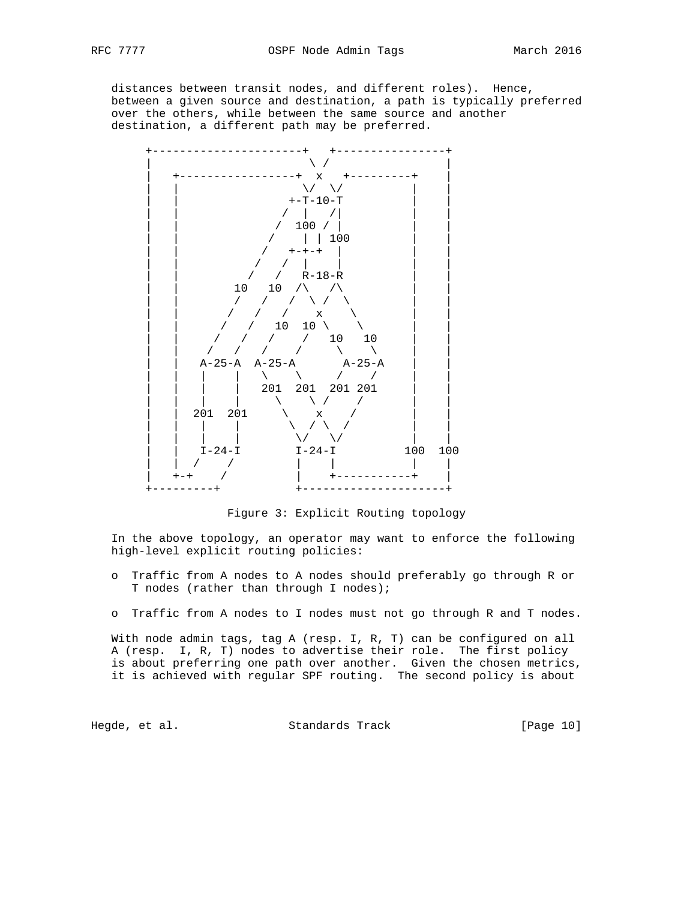distances between transit nodes, and different roles). Hence, between a given source and destination, a path is typically preferred over the others, while between the same source and another destination, a different path may be preferred.

```
      +----------------------+   +----------------+
      |                       \ /                 |
      |   +-----------------+  x   +---------+    |
      |   |                  \/  \/          |    |
      |   |                +-T-10-T          |    |
      |   |               /  |   /|          |    |
      |   |              /  100 / |          |    |
      |   |             /    | | 100         |    |
      |   |            /   +-+-+  |          |    |
      |   |           /   /  |    |          |    |
      |   |          /   /   R-18-R          |    |
      |   |        10   10  /\   /\          |    |
      |   |        /   /   /  \ /  \         |    |
      |   |       /   /   /    x    \        |    |
      |   |      /   /   10  10 \    \       |    |
      |   |     /   /   /    /   10   10     |    |
      |   |    /   /   /    /     \    \     |    |
      |   |   A-25-A  A-25-A       A-25-A    |    |
      |   |   |    |   \    \      /    /    |    |
      |   |   |    |   201  201  201 201     |    |
      |   |   |    |     \    \ /    /       |    |
      |   |  201  201     \    x    /        |    |
      |   |   |    |       \  / \  /         |    |
      |   |   |    |        \/   \/          |    |
      |   |   I-24-I        I-24-I          100  100
      |   |  /    /         |    |           |    |
      |   +-+    /          |    +-----------+    |
      +---------+           +---------------------+
```

Figure 3: Explicit Routing topology

In the above topology, an operator may want to enforce the following high-level explicit routing policies:

- Traffic from A nodes to A nodes should preferably go through R or T nodes (rather than through I nodes);
- Traffic from A nodes to I nodes must not go through R and T nodes.

With node admin tags, tag A (resp. I, R, T) can be configured on all A (resp. I, R, T) nodes to advertise their role. The first policy is about preferring one path over another. Given the chosen metrics, it is achieved with regular SPF routing. The second policy is about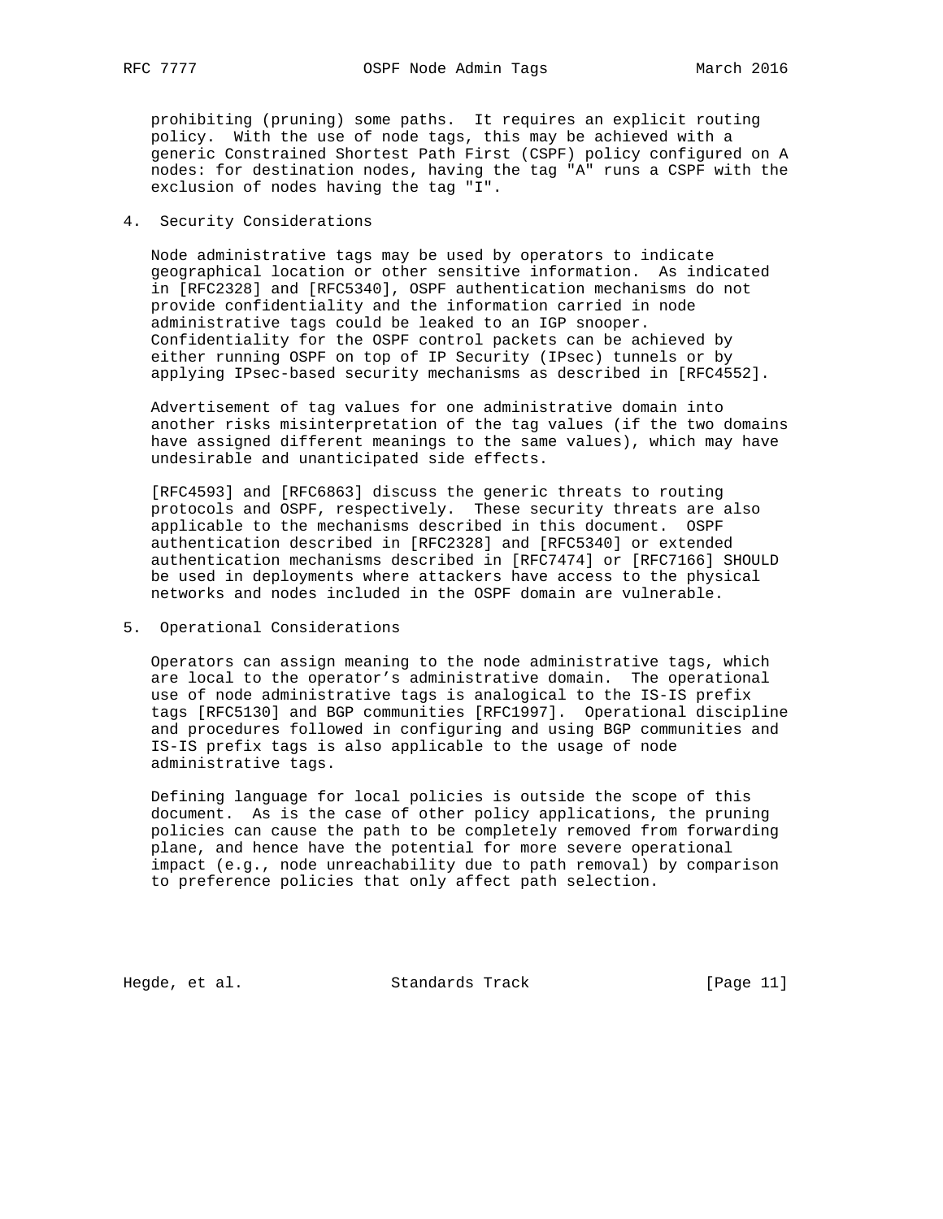prohibiting (pruning) some paths. It requires an explicit routing policy. With the use of node tags, this may be achieved with a generic Constrained Shortest Path First (CSPF) policy configured on A nodes: for destination nodes, having the tag "A" runs a CSPF with the exclusion of nodes having the tag "I".

## 4. Security Considerations

Node administrative tags may be used by operators to indicate geographical location or other sensitive information. As indicated in [RFC2328] and [RFC5340], OSPF authentication mechanisms do not provide confidentiality and the information carried in node administrative tags could be leaked to an IGP snooper. Confidentiality for the OSPF control packets can be achieved by either running OSPF on top of IP Security (IPsec) tunnels or by applying IPsec-based security mechanisms as described in [RFC4552].

Advertisement of tag values for one administrative domain into another risks misinterpretation of the tag values (if the two domains have assigned different meanings to the same values), which may have undesirable and unanticipated side effects.

[RFC4593] and [RFC6863] discuss the generic threats to routing protocols and OSPF, respectively. These security threats are also applicable to the mechanisms described in this document. OSPF authentication described in [RFC2328] and [RFC5340] or extended authentication mechanisms described in [RFC7474] or [RFC7166] SHOULD be used in deployments where attackers have access to the physical networks and nodes included in the OSPF domain are vulnerable.

## 5. Operational Considerations

Operators can assign meaning to the node administrative tags, which are local to the operator's administrative domain. The operational use of node administrative tags is analogical to the IS-IS prefix tags [RFC5130] and BGP communities [RFC1997]. Operational discipline and procedures followed in configuring and using BGP communities and IS-IS prefix tags is also applicable to the usage of node administrative tags.

Defining language for local policies is outside the scope of this document. As is the case of other policy applications, the pruning policies can cause the path to be completely removed from forwarding plane, and hence have the potential for more severe operational impact (e.g., node unreachability due to path removal) by comparison to preference policies that only affect path selection.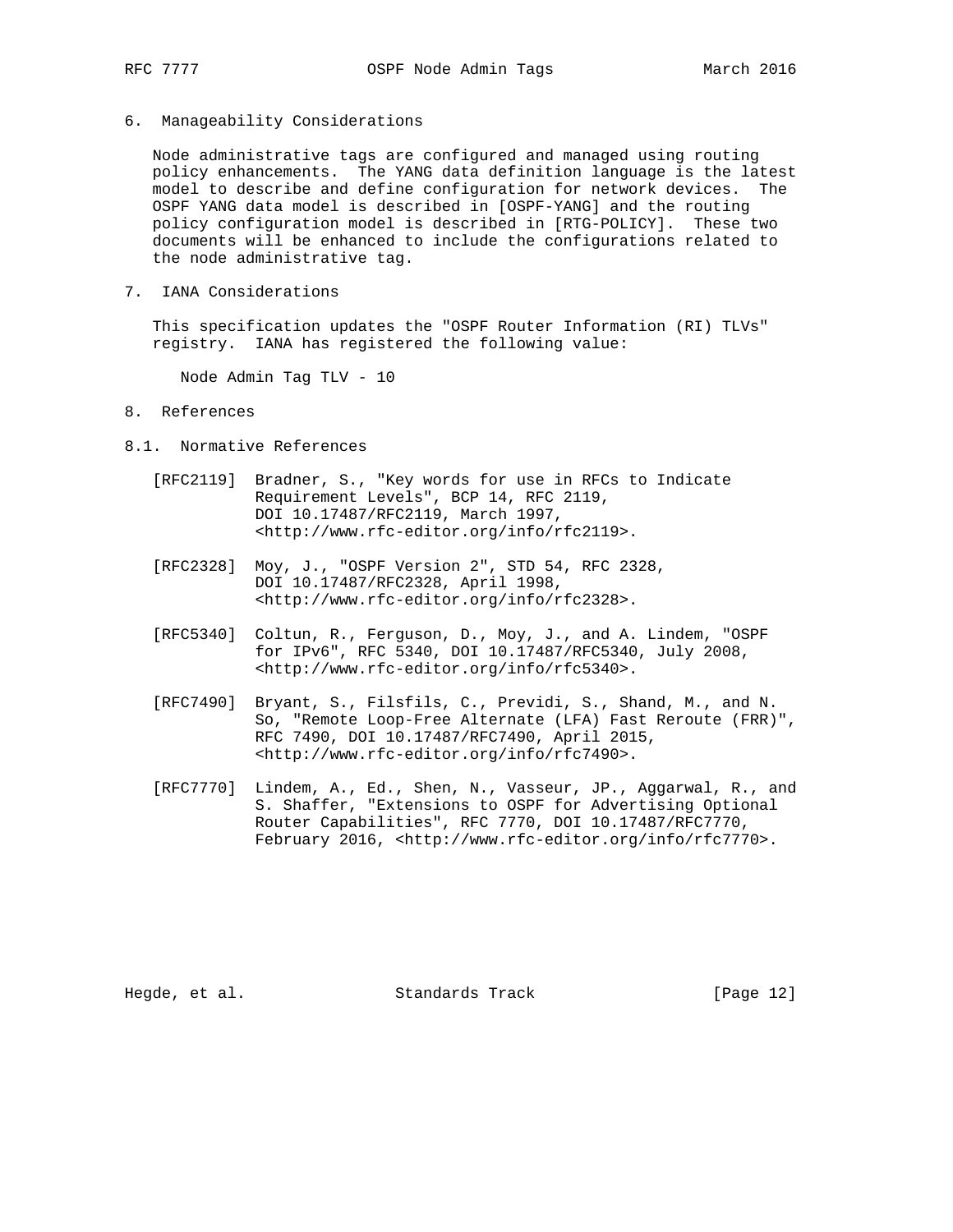## 6. Manageability Considerations

Node administrative tags are configured and managed using routing policy enhancements. The YANG data definition language is the latest model to describe and define configuration for network devices. The OSPF YANG data model is described in [OSPF-YANG] and the routing policy configuration model is described in [RTG-POLICY]. These two documents will be enhanced to include the configurations related to the node administrative tag.

## 7. IANA Considerations

This specification updates the "OSPF Router Information (RI) TLVs" registry. IANA has registered the following value:

Node Admin Tag TLV - 10

## 8. References

### 8.1. Normative References

[RFC2119] Bradner, S., "Key words for use in RFCs to Indicate Requirement Levels", BCP 14, RFC 2119, DOI 10.17487/RFC2119, March 1997, <http://www.rfc-editor.org/info/rfc2119>.

[RFC2328] Moy, J., "OSPF Version 2", STD 54, RFC 2328, DOI 10.17487/RFC2328, April 1998, <http://www.rfc-editor.org/info/rfc2328>.

[RFC5340] Coltun, R., Ferguson, D., Moy, J., and A. Lindem, "OSPF for IPv6", RFC 5340, DOI 10.17487/RFC5340, July 2008, <http://www.rfc-editor.org/info/rfc5340>.

[RFC7490] Bryant, S., Filsfils, C., Previdi, S., Shand, M., and N. So, "Remote Loop-Free Alternate (LFA) Fast Reroute (FRR)", RFC 7490, DOI 10.17487/RFC7490, April 2015, <http://www.rfc-editor.org/info/rfc7490>.

[RFC7770] Lindem, A., Ed., Shen, N., Vasseur, JP., Aggarwal, R., and S. Shaffer, "Extensions to OSPF for Advertising Optional Router Capabilities", RFC 7770, DOI 10.17487/RFC7770, February 2016, <http://www.rfc-editor.org/info/rfc7770>.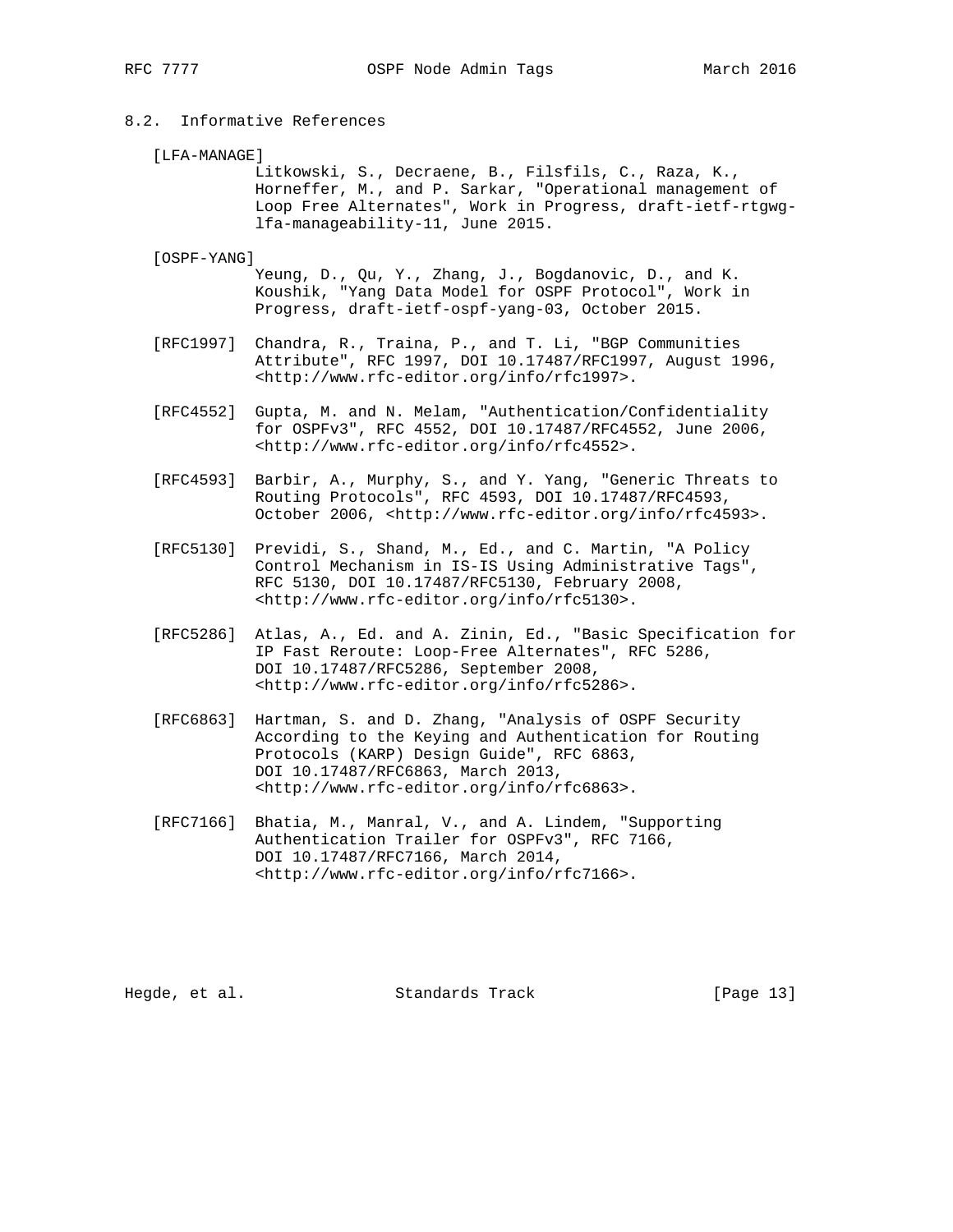### 8.2. Informative References

[LFA-MANAGE]
Litkowski, S., Decraene, B., Filsfils, C., Raza, K., Horneffer, M., and P. Sarkar, "Operational management of Loop Free Alternates", Work in Progress, draft-ietf-rtgwg-lfa-manageability-11, June 2015.

[OSPF-YANG]
Yeung, D., Qu, Y., Zhang, J., Bogdanovic, D., and K. Koushik, "Yang Data Model for OSPF Protocol", Work in Progress, draft-ietf-ospf-yang-03, October 2015.

[RFC1997] Chandra, R., Traina, P., and T. Li, "BGP Communities Attribute", RFC 1997, DOI 10.17487/RFC1997, August 1996, <http://www.rfc-editor.org/info/rfc1997>.

[RFC4552] Gupta, M. and N. Melam, "Authentication/Confidentiality for OSPFv3", RFC 4552, DOI 10.17487/RFC4552, June 2006, <http://www.rfc-editor.org/info/rfc4552>.

[RFC4593] Barbir, A., Murphy, S., and Y. Yang, "Generic Threats to Routing Protocols", RFC 4593, DOI 10.17487/RFC4593, October 2006, <http://www.rfc-editor.org/info/rfc4593>.

[RFC5130] Previdi, S., Shand, M., Ed., and C. Martin, "A Policy Control Mechanism in IS-IS Using Administrative Tags", RFC 5130, DOI 10.17487/RFC5130, February 2008, <http://www.rfc-editor.org/info/rfc5130>.

[RFC5286] Atlas, A., Ed. and A. Zinin, Ed., "Basic Specification for IP Fast Reroute: Loop-Free Alternates", RFC 5286, DOI 10.17487/RFC5286, September 2008, <http://www.rfc-editor.org/info/rfc5286>.

[RFC6863] Hartman, S. and D. Zhang, "Analysis of OSPF Security According to the Keying and Authentication for Routing Protocols (KARP) Design Guide", RFC 6863, DOI 10.17487/RFC6863, March 2013, <http://www.rfc-editor.org/info/rfc6863>.

[RFC7166] Bhatia, M., Manral, V., and A. Lindem, "Supporting Authentication Trailer for OSPFv3", RFC 7166, DOI 10.17487/RFC7166, March 2014, <http://www.rfc-editor.org/info/rfc7166>.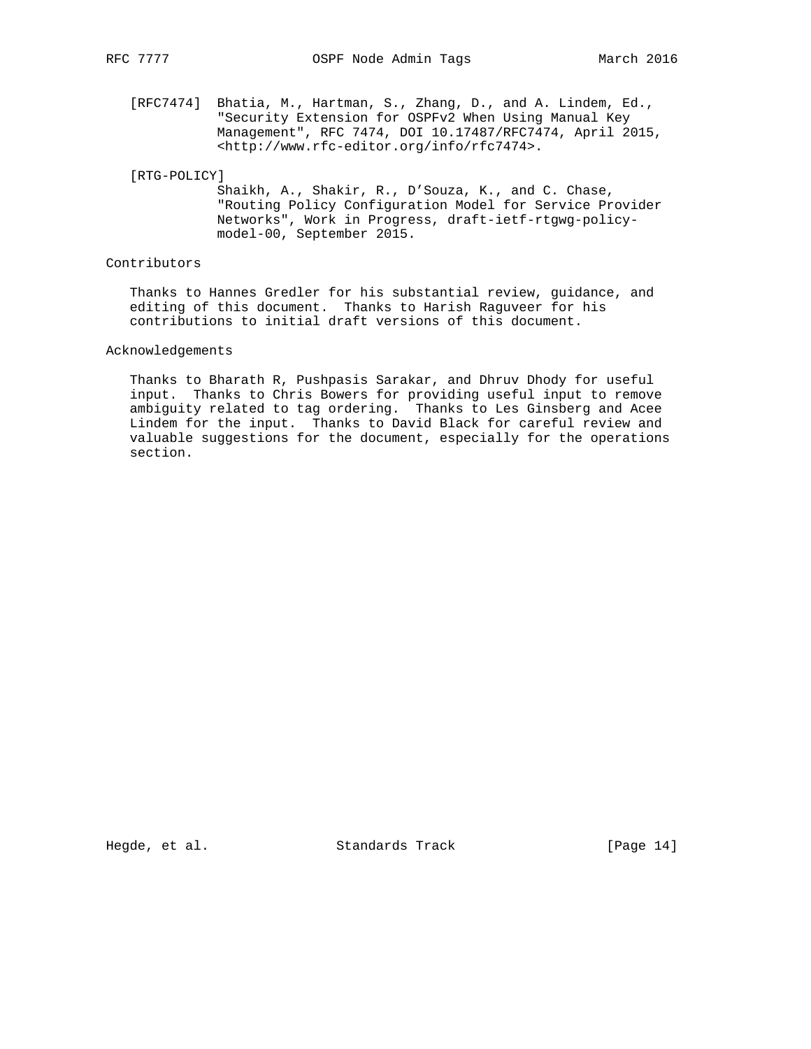[RFC7474] Bhatia, M., Hartman, S., Zhang, D., and A. Lindem, Ed., "Security Extension for OSPFv2 When Using Manual Key Management", RFC 7474, DOI 10.17487/RFC7474, April 2015, <http://www.rfc-editor.org/info/rfc7474>.

[RTG-POLICY] Shaikh, A., Shakir, R., D'Souza, K., and C. Chase, "Routing Policy Configuration Model for Service Provider Networks", Work in Progress, draft-ietf-rtgwg-policy-model-00, September 2015.

## Contributors

Thanks to Hannes Gredler for his substantial review, guidance, and editing of this document. Thanks to Harish Raguveer for his contributions to initial draft versions of this document.

## Acknowledgements

Thanks to Bharath R, Pushpasis Sarakar, and Dhruv Dhody for useful input. Thanks to Chris Bowers for providing useful input to remove ambiguity related to tag ordering. Thanks to Les Ginsberg and Acee Lindem for the input. Thanks to David Black for careful review and valuable suggestions for the document, especially for the operations section.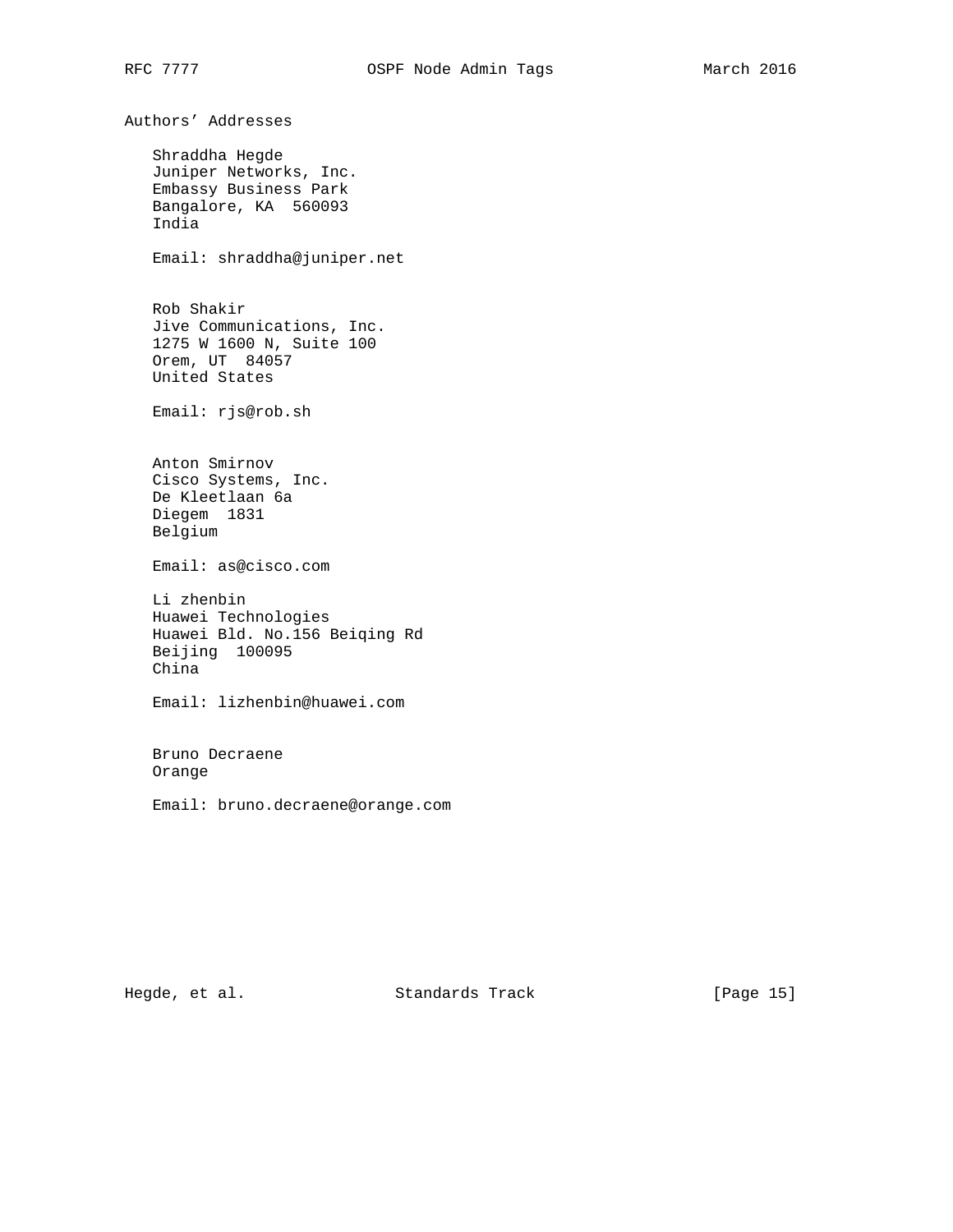## Authors' Addresses

Shraddha Hegde
Juniper Networks, Inc.
Embassy Business Park
Bangalore, KA  560093
India

Email: shraddha@juniper.net

Rob Shakir
Jive Communications, Inc.
1275 W 1600 N, Suite 100
Orem, UT  84057
United States

Email: rjs@rob.sh

Anton Smirnov
Cisco Systems, Inc.
De Kleetlaan 6a
Diegem  1831
Belgium

Email: as@cisco.com

Li zhenbin
Huawei Technologies
Huawei Bld. No.156 Beiqing Rd
Beijing  100095
China

Email: lizhenbin@huawei.com

Bruno Decraene
Orange

Email: bruno.decraene@orange.com